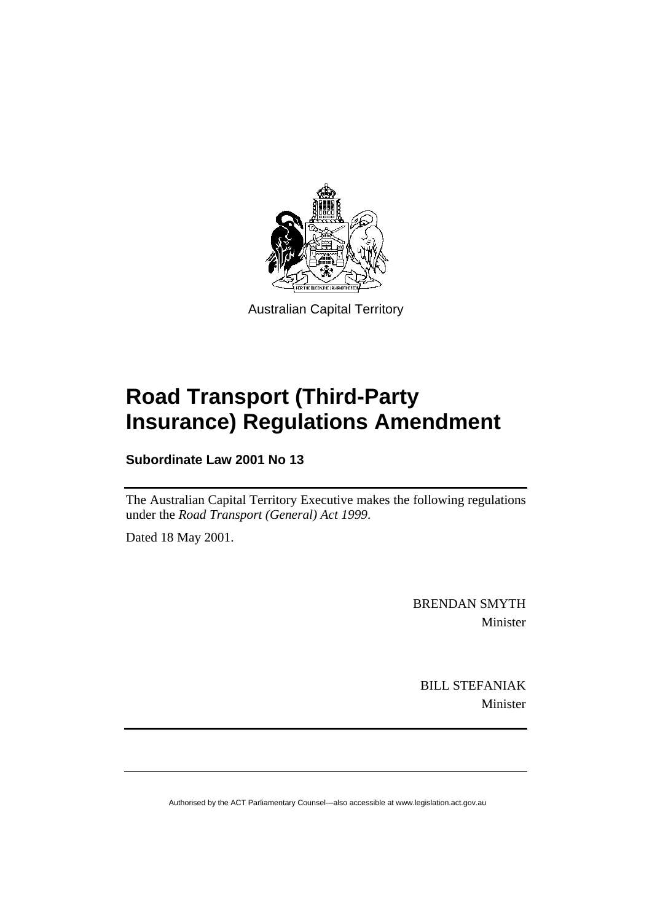Australian Capital Territory

# Road Transport (Third-Party Insurance) Regulations Amendment

**Subordinate Law 2001 No 13**

The Australian Capital Territory Executive makes the following regulations under the *Road Transport (General) Act 1999*.

Dated 18 May 2001.

BRENDAN SMYTH
Minister

BILL STEFANIAK
Minister

Authorised by the ACT Parliamentary Counsel—also accessible at www.legislation.act.gov.au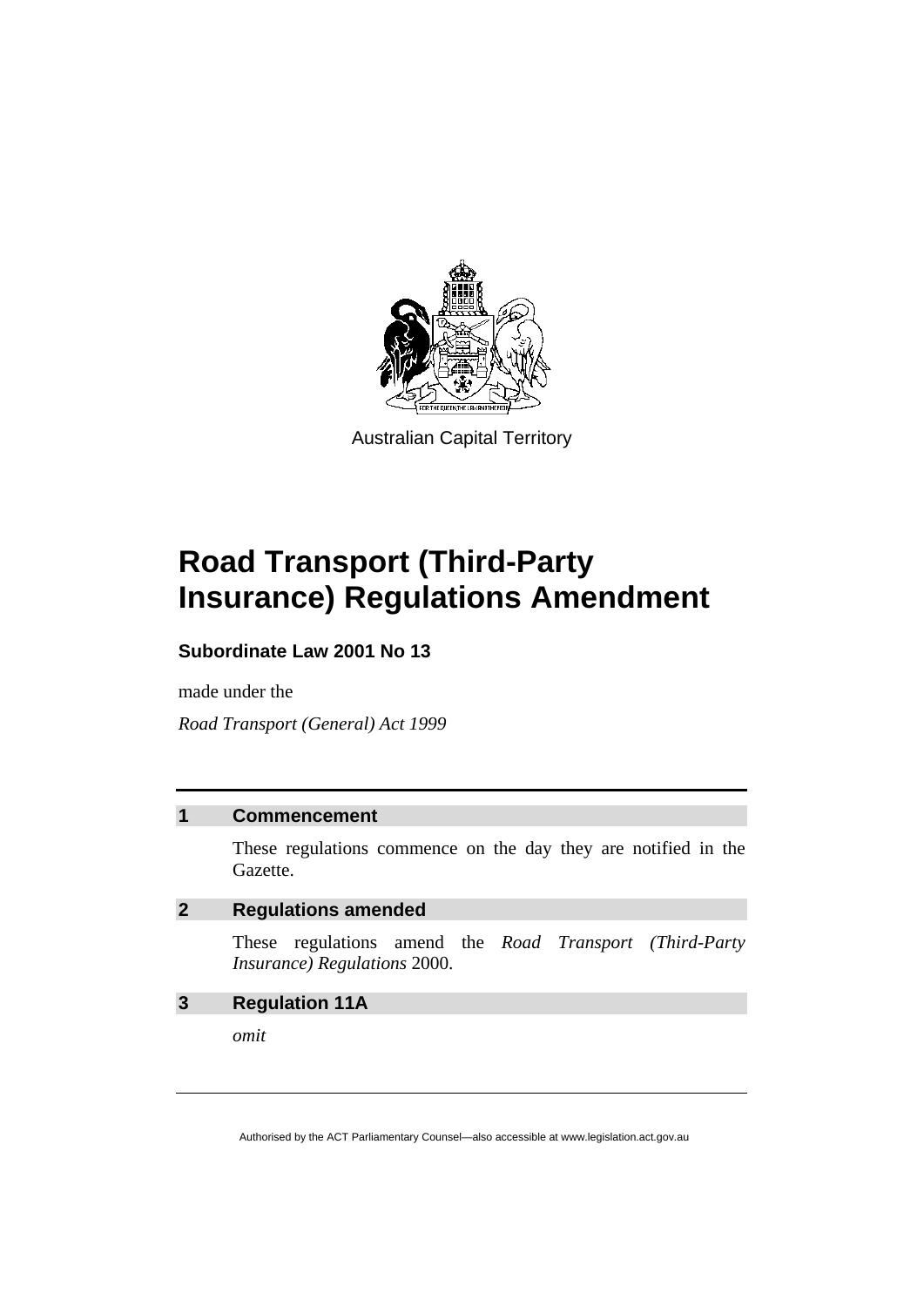Australian Capital Territory

# Road Transport (Third-Party Insurance) Regulations Amendment

**Subordinate Law 2001 No 13**

made under the

*Road Transport (General) Act 1999*

## 1 Commencement

These regulations commence on the day they are notified in the Gazette.

## 2 Regulations amended

These regulations amend the *Road Transport (Third-Party Insurance) Regulations* 2000.

## 3 Regulation 11A

*omit*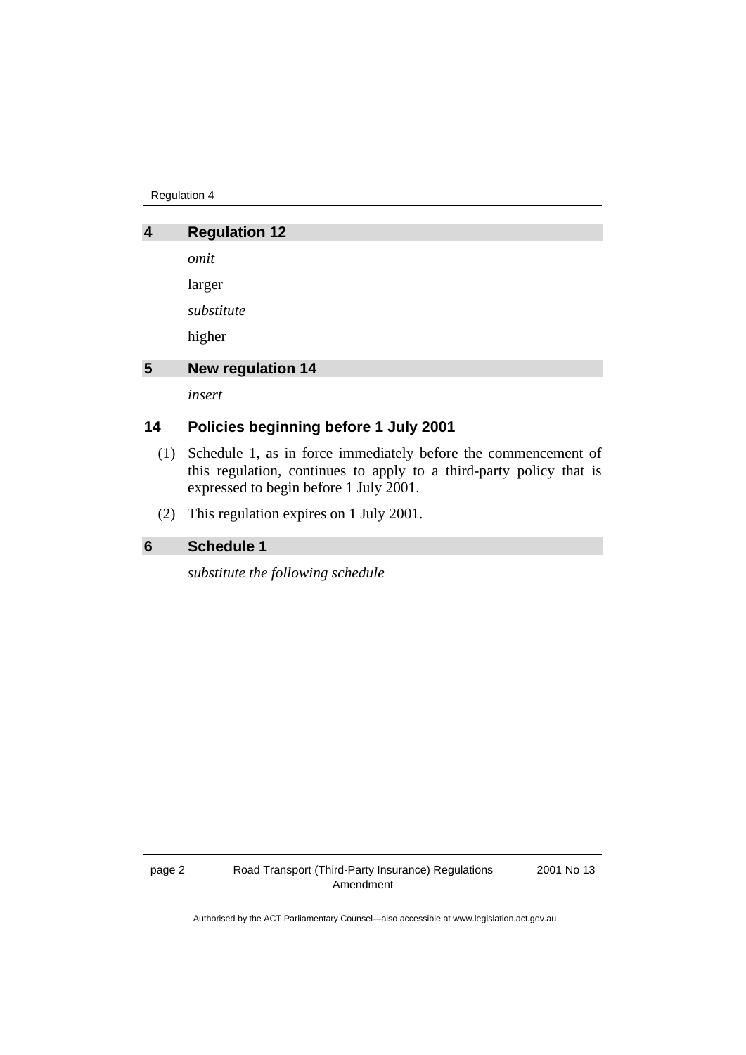## 4 Regulation 12

*omit*

larger

*substitute*

higher

## 5 New regulation 14

*insert*

### 14 Policies beginning before 1 July 2001

(1) Schedule 1, as in force immediately before the commencement of this regulation, continues to apply to a third-party policy that is expressed to begin before 1 July 2001.

(2) This regulation expires on 1 July 2001.

## 6 Schedule 1

*substitute the following schedule*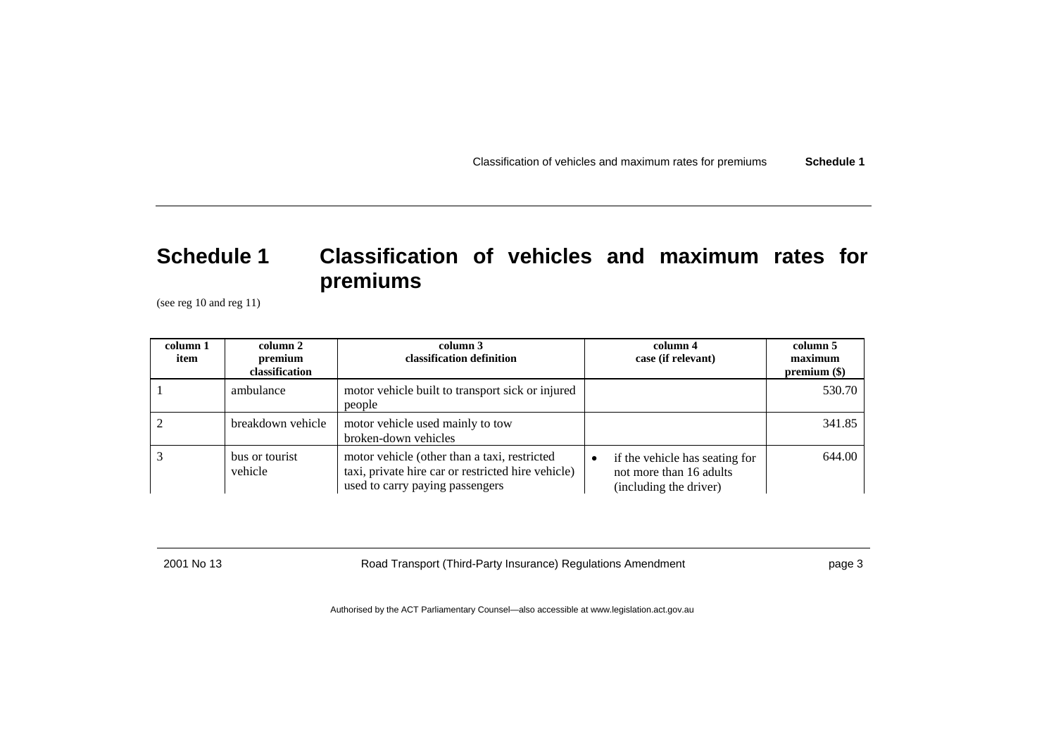# Schedule 1 Classification of vehicles and maximum rates for premiums

(see reg 10 and reg 11)

| column 1 item | column 2 premium classification | column 3 classification definition | column 4 case (if relevant) | column 5 maximum premium ($) |
|---|---|---|---|---|
| 1 | ambulance | motor vehicle built to transport sick or injured people | | 530.70 |
| 2 | breakdown vehicle | motor vehicle used mainly to tow broken-down vehicles | | 341.85 |
| 3 | bus or tourist vehicle | motor vehicle (other than a taxi, restricted taxi, private hire car or restricted hire vehicle) used to carry paying passengers | • if the vehicle has seating for not more than 16 adults (including the driver) | 644.00 |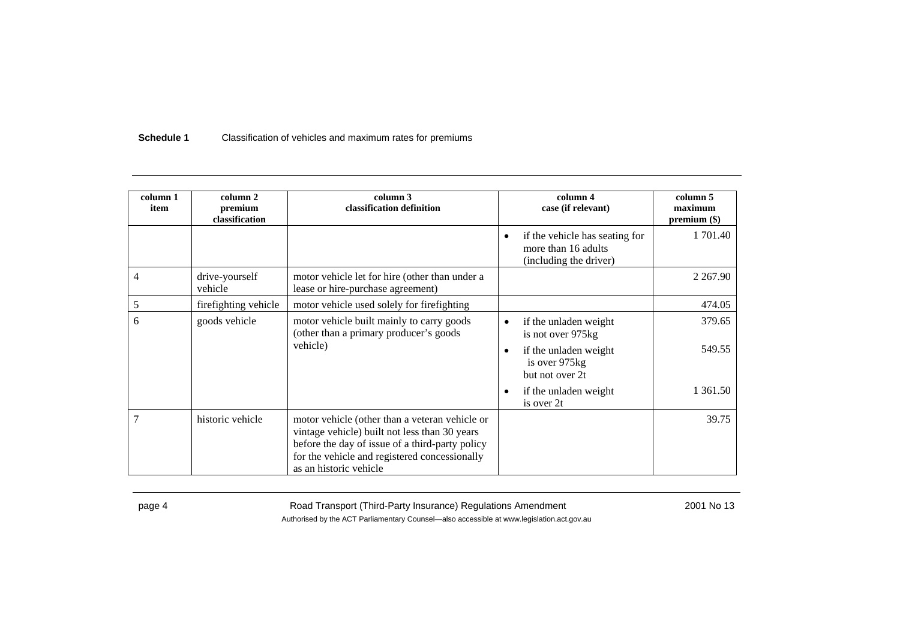**Schedule 1** Classification of vehicles and maximum rates for premiums

| column 1 item | column 2 premium classification | column 3 classification definition | column 4 case (if relevant) | column 5 maximum premium ($) |
|---|---|---|---|---|
| | | | • if the vehicle has seating for more than 16 adults (including the driver) | 1 701.40 |
| 4 | drive-yourself vehicle | motor vehicle let for hire (other than under a lease or hire-purchase agreement) | | 2 267.90 |
| 5 | firefighting vehicle | motor vehicle used solely for firefighting | | 474.05 |
| 6 | goods vehicle | motor vehicle built mainly to carry goods (other than a primary producer's goods vehicle) | • if the unladen weight is not over 975kg | 379.65 |
| | | | • if the unladen weight is over 975kg but not over 2t | 549.55 |
| | | | • if the unladen weight is over 2t | 1 361.50 |
| 7 | historic vehicle | motor vehicle (other than a veteran vehicle or vintage vehicle) built not less than 30 years before the day of issue of a third-party policy for the vehicle and registered concessionally as an historic vehicle | | 39.75 |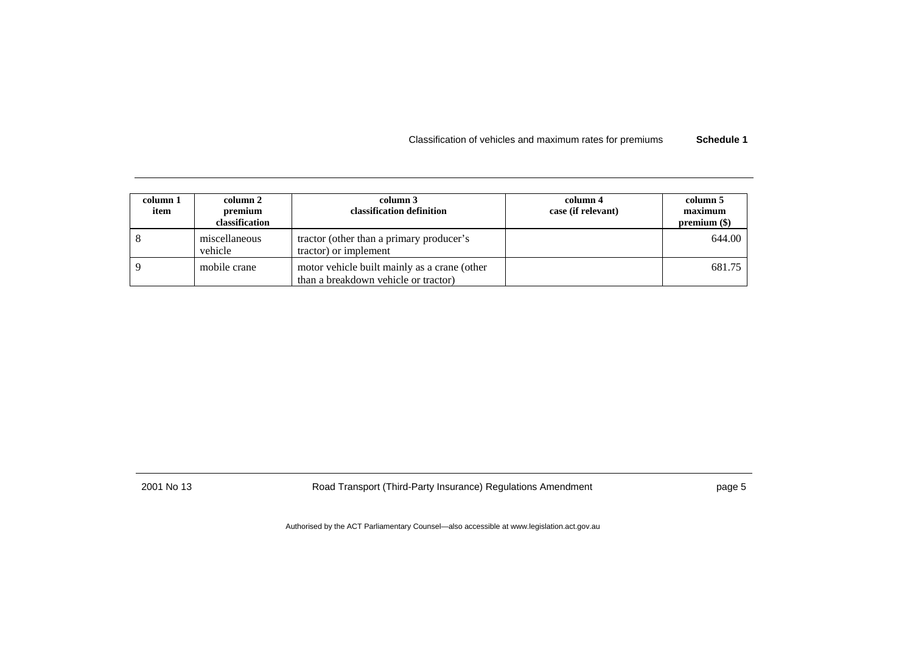| column 1 item | column 2 premium classification | column 3 classification definition | column 4 case (if relevant) | column 5 maximum premium ($) |
|---|---|---|---|---|
| 8 | miscellaneous vehicle | tractor (other than a primary producer's tractor) or implement | | 644.00 |
| 9 | mobile crane | motor vehicle built mainly as a crane (other than a breakdown vehicle or tractor) | | 681.75 |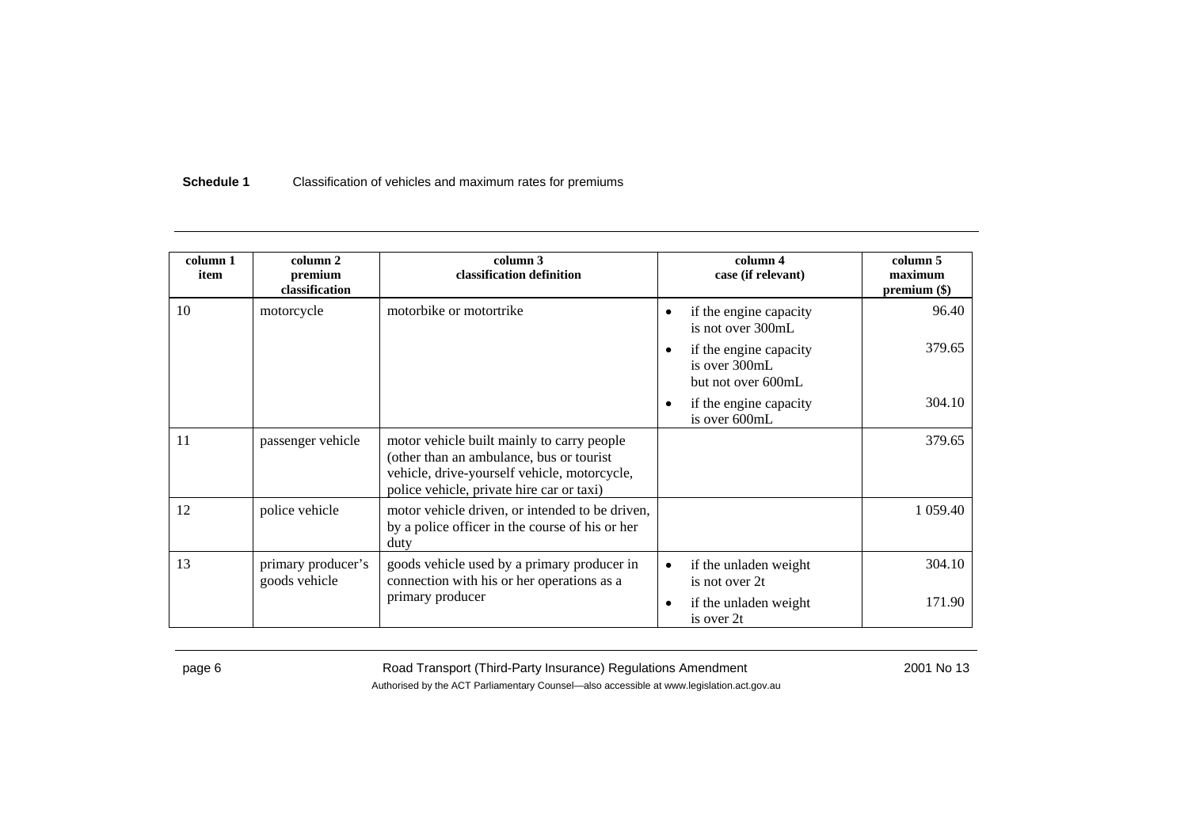| column 1 item | column 2 premium classification | column 3 classification definition | column 4 case (if relevant) | column 5 maximum premium ($) |
|---|---|---|---|---|
| 10 | motorcycle | motorbike or motortrike | • if the engine capacity is not over 300mL | 96.40 |
| | | | • if the engine capacity is over 300mL but not over 600mL | 379.65 |
| | | | • if the engine capacity is over 600mL | 304.10 |
| 11 | passenger vehicle | motor vehicle built mainly to carry people (other than an ambulance, bus or tourist vehicle, drive-yourself vehicle, motorcycle, police vehicle, private hire car or taxi) | | 379.65 |
| 12 | police vehicle | motor vehicle driven, or intended to be driven, by a police officer in the course of his or her duty | | 1 059.40 |
| 13 | primary producer's goods vehicle | goods vehicle used by a primary producer in connection with his or her operations as a primary producer | • if the unladen weight is not over 2t | 304.10 |
| | | | • if the unladen weight is over 2t | 171.90 |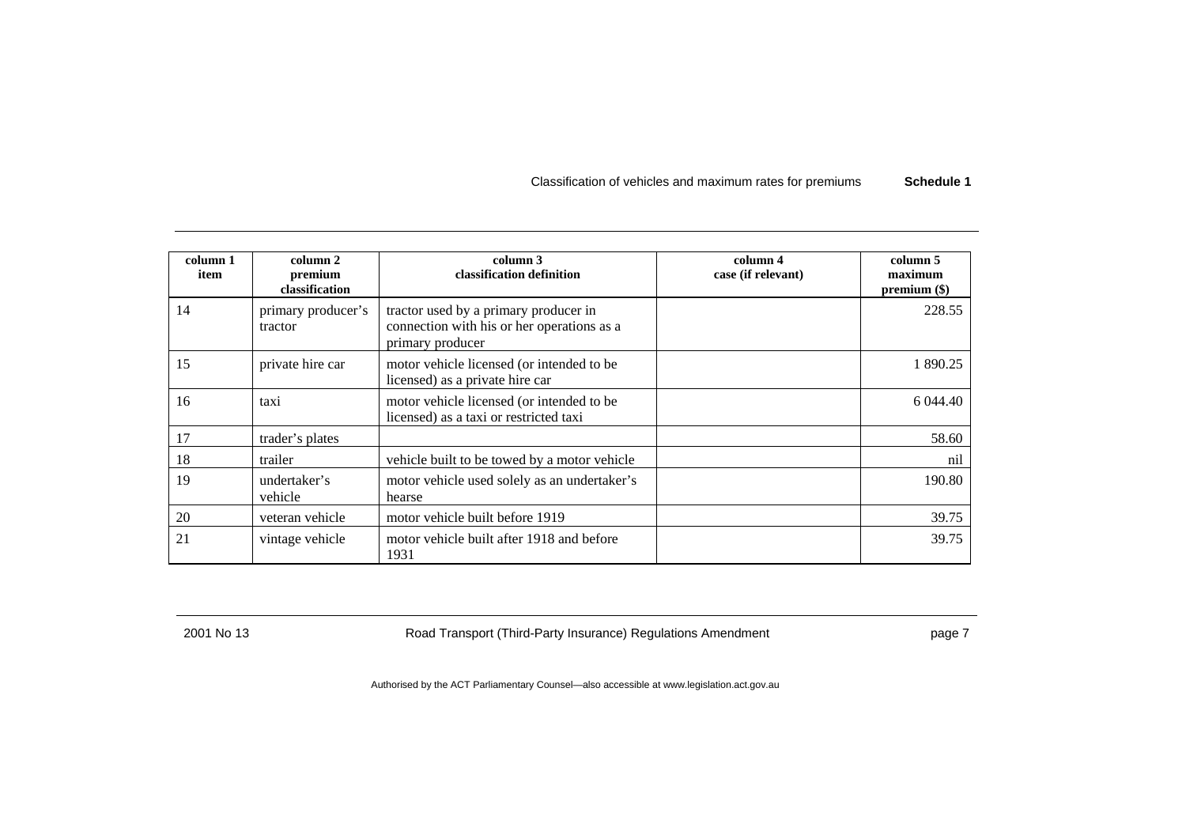| column 1 item | column 2 premium classification | column 3 classification definition | column 4 case (if relevant) | column 5 maximum premium ($) |
|---|---|---|---|---|
| 14 | primary producer's tractor | tractor used by a primary producer in connection with his or her operations as a primary producer | | 228.55 |
| 15 | private hire car | motor vehicle licensed (or intended to be licensed) as a private hire car | | 1 890.25 |
| 16 | taxi | motor vehicle licensed (or intended to be licensed) as a taxi or restricted taxi | | 6 044.40 |
| 17 | trader's plates | | | 58.60 |
| 18 | trailer | vehicle built to be towed by a motor vehicle | | nil |
| 19 | undertaker's vehicle | motor vehicle used solely as an undertaker's hearse | | 190.80 |
| 20 | veteran vehicle | motor vehicle built before 1919 | | 39.75 |
| 21 | vintage vehicle | motor vehicle built after 1918 and before 1931 | | 39.75 |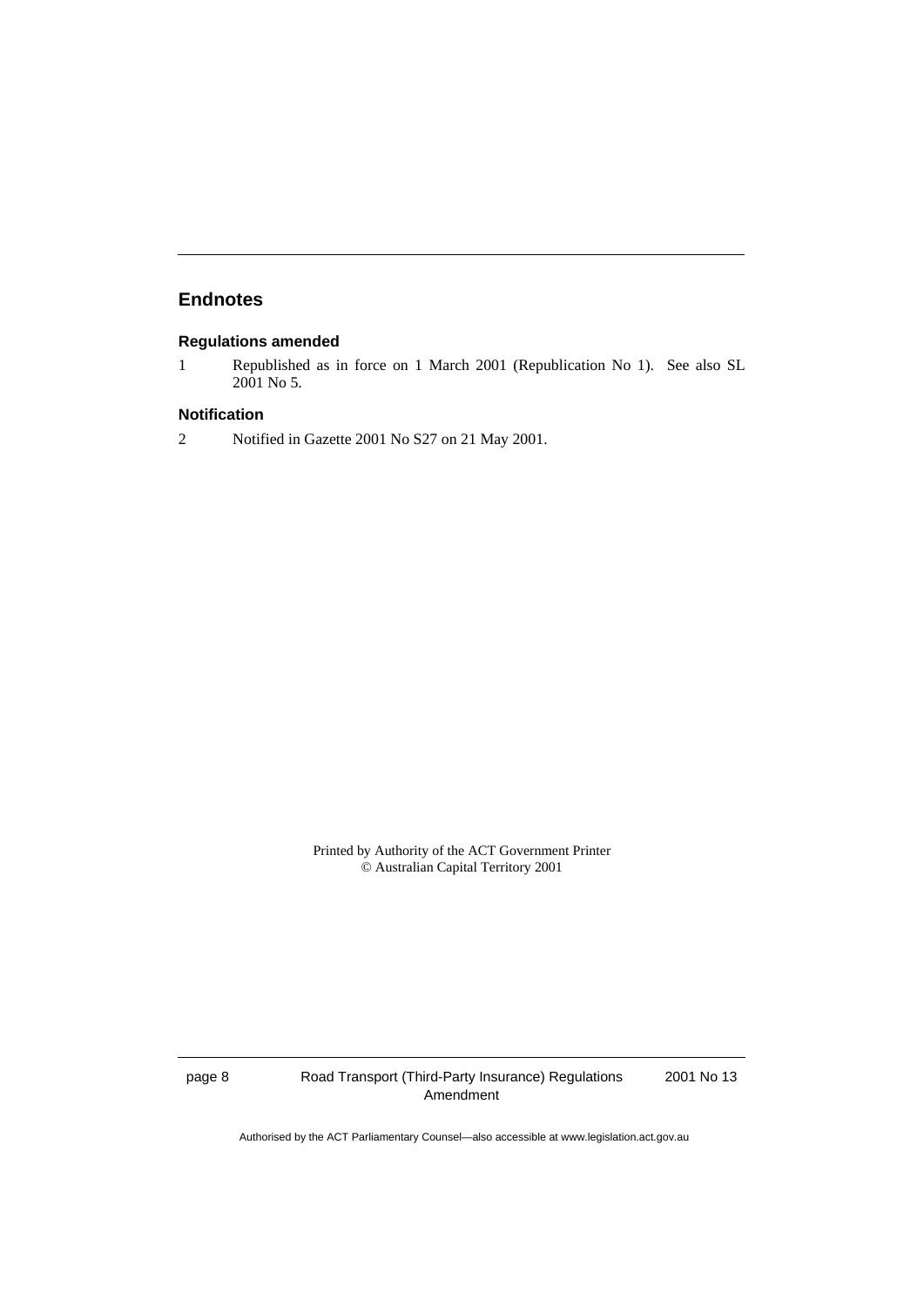## Endnotes

### Regulations amended

1 Republished as in force on 1 March 2001 (Republication No 1). See also SL 2001 No 5.

### Notification

2 Notified in Gazette 2001 No S27 on 21 May 2001.

Printed by Authority of the ACT Government Printer
© Australian Capital Territory 2001